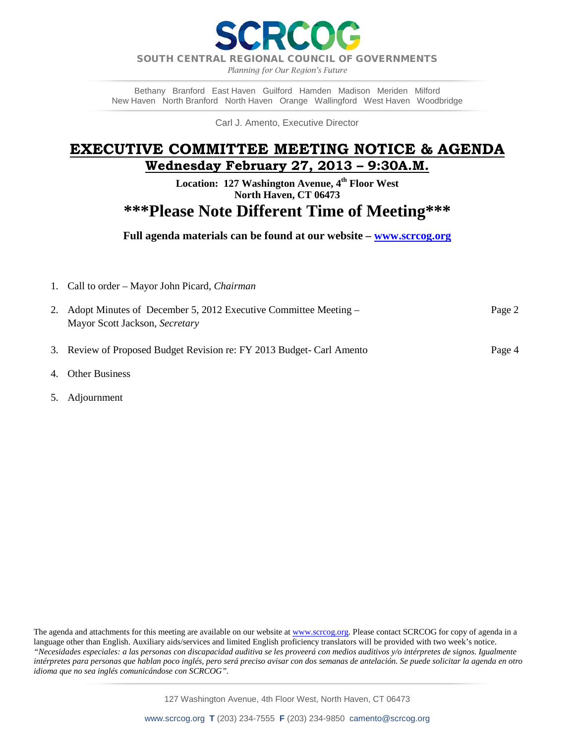# SCRCOG

**SOUTH CENTRAL REGIONAL COUNCIL OF GOVERNMENTS**

*Planning for Our Region's Future*

Bethany Branford East Haven Guilford Hamden Madison Meriden Milford
New Haven North Branford North Haven Orange Wallingford West Haven Woodbridge

Carl J. Amento, Executive Director

## EXECUTIVE COMMITTEE MEETING NOTICE & AGENDA

### Wednesday February 27, 2013 – 9:30A.M.

**Location: 127 Washington Avenue, 4th Floor West**
**North Haven, CT 06473**

## \*\*\*Please Note Different Time of Meeting\*\*\*

**Full agenda materials can be found at our website – [www.scrcog.org](http://www.scrcog.org)**

1. Call to order – Mayor John Picard, *Chairman*
2. Adopt Minutes of December 5, 2012 Executive Committee Meeting – Mayor Scott Jackson, *Secretary* — Page 2
3. Review of Proposed Budget Revision re: FY 2013 Budget- Carl Amento — Page 4
4. Other Business
5. Adjournment

The agenda and attachments for this meeting are available on our website at www.scrcog.org. Please contact SCRCOG for copy of agenda in a language other than English. Auxiliary aids/services and limited English proficiency translators will be provided with two week's notice. *"Necesidades especiales: a las personas con discapacidad auditiva se les proveerá con medios auditivos y/o intérpretes de signos. Igualmente intérpretes para personas que hablan poco inglés, pero será preciso avisar con dos semanas de antelación. Se puede solicitar la agenda en otro idioma que no sea inglés comunicándose con SCRCOG".*

127 Washington Avenue, 4th Floor West, North Haven, CT 06473

www.scrcog.org **T** (203) 234-7555 **F** (203) 234-9850 camento@scrcog.org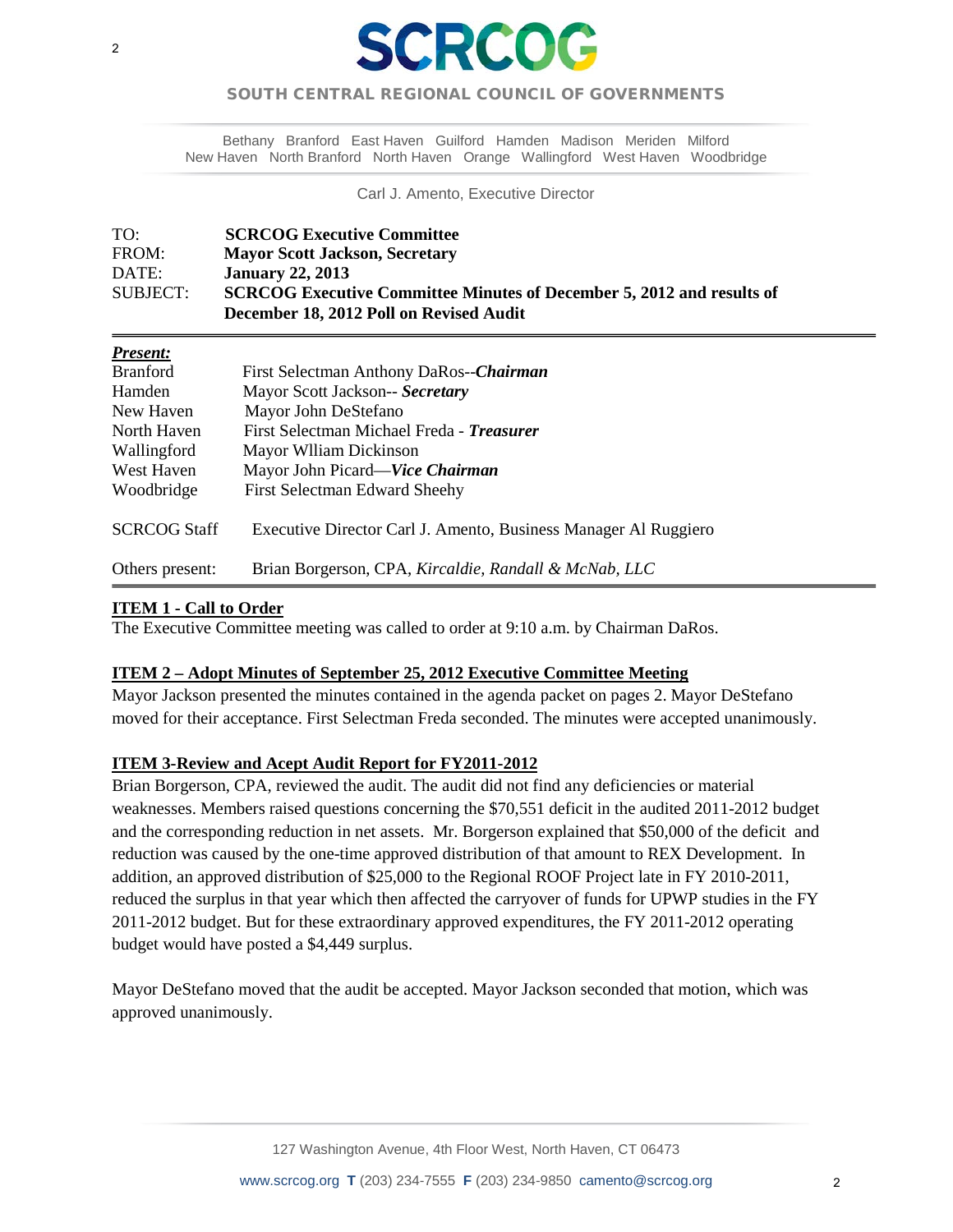# SCRCOG

**SOUTH CENTRAL REGIONAL COUNCIL OF GOVERNMENTS**

Bethany Branford East Haven Guilford Hamden Madison Meriden Milford
New Haven North Branford North Haven Orange Wallingford West Haven Woodbridge

Carl J. Amento, Executive Director

| | |
|---|---|
| TO: | **SCRCOG Executive Committee** |
| FROM: | **Mayor Scott Jackson, Secretary** |
| DATE: | **January 22, 2013** |
| SUBJECT: | **SCRCOG Executive Committee Minutes of December 5, 2012 and results of December 18, 2012 Poll on Revised Audit** |

***Present:***

| | |
|---|---|
| Branford | First Selectman Anthony DaRos--***Chairman*** |
| Hamden | Mayor Scott Jackson-- ***Secretary*** |
| New Haven | Mayor John DeStefano |
| North Haven | First Selectman Michael Freda - ***Treasurer*** |
| Wallingford | Mayor Wlliam Dickinson |
| West Haven | Mayor John Picard—***Vice Chairman*** |
| Woodbridge | First Selectman Edward Sheehy |

SCRCOG Staff Executive Director Carl J. Amento, Business Manager Al Ruggiero

Others present: Brian Borgerson, CPA, *Kircaldie, Randall & McNab, LLC*

**ITEM 1 - Call to Order**

The Executive Committee meeting was called to order at 9:10 a.m. by Chairman DaRos.

**ITEM 2 – Adopt Minutes of September 25, 2012 Executive Committee Meeting**

Mayor Jackson presented the minutes contained in the agenda packet on pages 2. Mayor DeStefano moved for their acceptance. First Selectman Freda seconded. The minutes were accepted unanimously.

**ITEM 3-Review and Acept Audit Report for FY2011-2012**

Brian Borgerson, CPA, reviewed the audit. The audit did not find any deficiencies or material weaknesses. Members raised questions concerning the $70,551 deficit in the audited 2011-2012 budget and the corresponding reduction in net assets. Mr. Borgerson explained that $50,000 of the deficit and reduction was caused by the one-time approved distribution of that amount to REX Development. In addition, an approved distribution of $25,000 to the Regional ROOF Project late in FY 2010-2011, reduced the surplus in that year which then affected the carryover of funds for UPWP studies in the FY 2011-2012 budget. But for these extraordinary approved expenditures, the FY 2011-2012 operating budget would have posted a $4,449 surplus.

Mayor DeStefano moved that the audit be accepted. Mayor Jackson seconded that motion, which was approved unanimously.

127 Washington Avenue, 4th Floor West, North Haven, CT 06473

www.scrcog.org **T** (203) 234-7555 **F** (203) 234-9850 camento@scrcog.org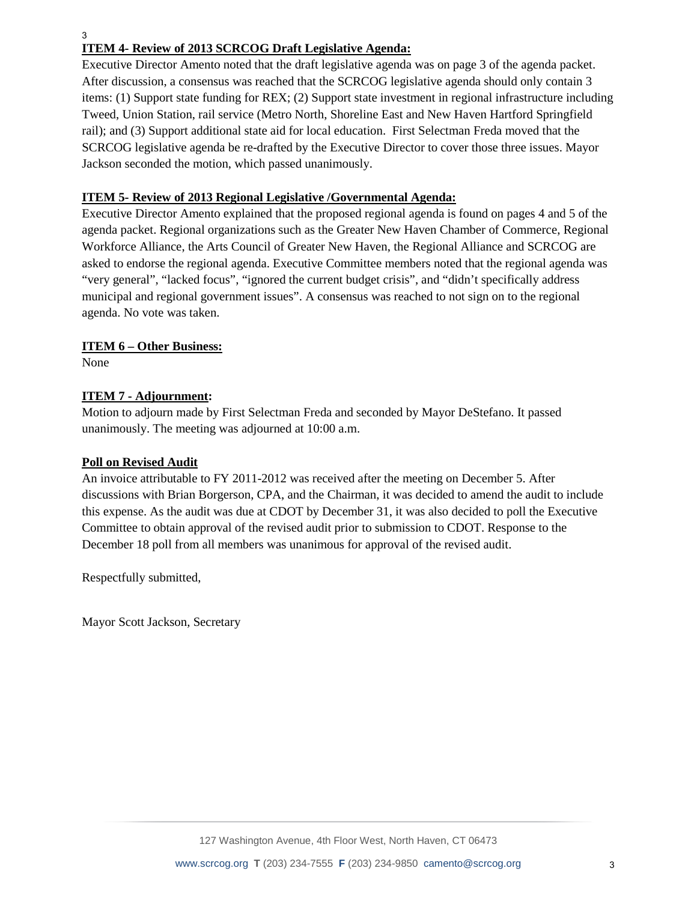**ITEM 4- Review of 2013 SCRCOG Draft Legislative Agenda:**

Executive Director Amento noted that the draft legislative agenda was on page 3 of the agenda packet. After discussion, a consensus was reached that the SCRCOG legislative agenda should only contain 3 items: (1) Support state funding for REX; (2) Support state investment in regional infrastructure including Tweed, Union Station, rail service (Metro North, Shoreline East and New Haven Hartford Springfield rail); and (3) Support additional state aid for local education. First Selectman Freda moved that the SCRCOG legislative agenda be re-drafted by the Executive Director to cover those three issues. Mayor Jackson seconded the motion, which passed unanimously.

**ITEM 5- Review of 2013 Regional Legislative /Governmental Agenda:**

Executive Director Amento explained that the proposed regional agenda is found on pages 4 and 5 of the agenda packet. Regional organizations such as the Greater New Haven Chamber of Commerce, Regional Workforce Alliance, the Arts Council of Greater New Haven, the Regional Alliance and SCRCOG are asked to endorse the regional agenda. Executive Committee members noted that the regional agenda was "very general", "lacked focus", "ignored the current budget crisis", and "didn't specifically address municipal and regional government issues". A consensus was reached to not sign on to the regional agenda. No vote was taken.

**ITEM 6 – Other Business:**

None

**ITEM 7 - Adjournment:**

Motion to adjourn made by First Selectman Freda and seconded by Mayor DeStefano. It passed unanimously. The meeting was adjourned at 10:00 a.m.

**Poll on Revised Audit**

An invoice attributable to FY 2011-2012 was received after the meeting on December 5. After discussions with Brian Borgerson, CPA, and the Chairman, it was decided to amend the audit to include this expense. As the audit was due at CDOT by December 31, it was also decided to poll the Executive Committee to obtain approval of the revised audit prior to submission to CDOT. Response to the December 18 poll from all members was unanimous for approval of the revised audit.

Respectfully submitted,

Mayor Scott Jackson, Secretary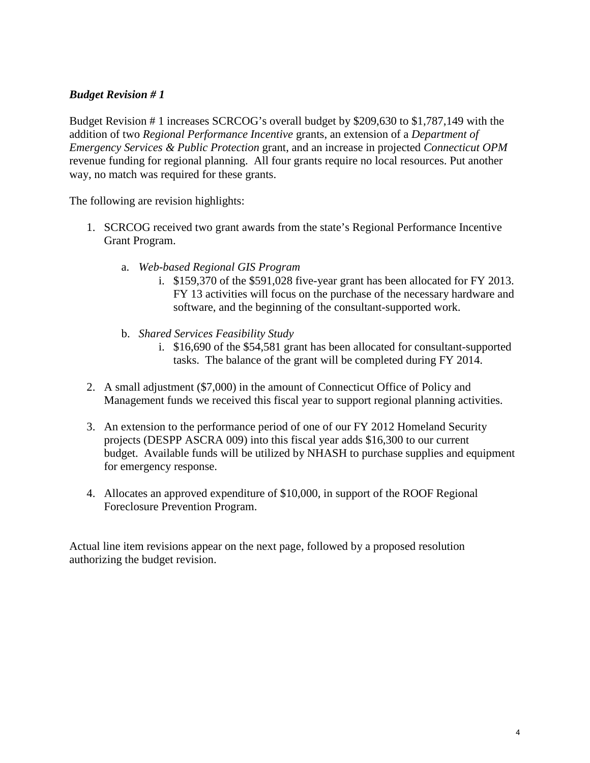***Budget Revision # 1***

Budget Revision # 1 increases SCRCOG's overall budget by $209,630 to $1,787,149 with the addition of two *Regional Performance Incentive* grants, an extension of a *Department of Emergency Services & Public Protection* grant, and an increase in projected *Connecticut OPM* revenue funding for regional planning. All four grants require no local resources. Put another way, no match was required for these grants.

The following are revision highlights:

1. SCRCOG received two grant awards from the state's Regional Performance Incentive Grant Program.

   a. *Web-based Regional GIS Program*
      i. $159,370 of the $591,028 five-year grant has been allocated for FY 2013. FY 13 activities will focus on the purchase of the necessary hardware and software, and the beginning of the consultant-supported work.

   b. *Shared Services Feasibility Study*
      i. $16,690 of the $54,581 grant has been allocated for consultant-supported tasks. The balance of the grant will be completed during FY 2014.

2. A small adjustment ($7,000) in the amount of Connecticut Office of Policy and Management funds we received this fiscal year to support regional planning activities.

3. An extension to the performance period of one of our FY 2012 Homeland Security projects (DESPP ASCRA 009) into this fiscal year adds $16,300 to our current budget. Available funds will be utilized by NHASH to purchase supplies and equipment for emergency response.

4. Allocates an approved expenditure of $10,000, in support of the ROOF Regional Foreclosure Prevention Program.

Actual line item revisions appear on the next page, followed by a proposed resolution authorizing the budget revision.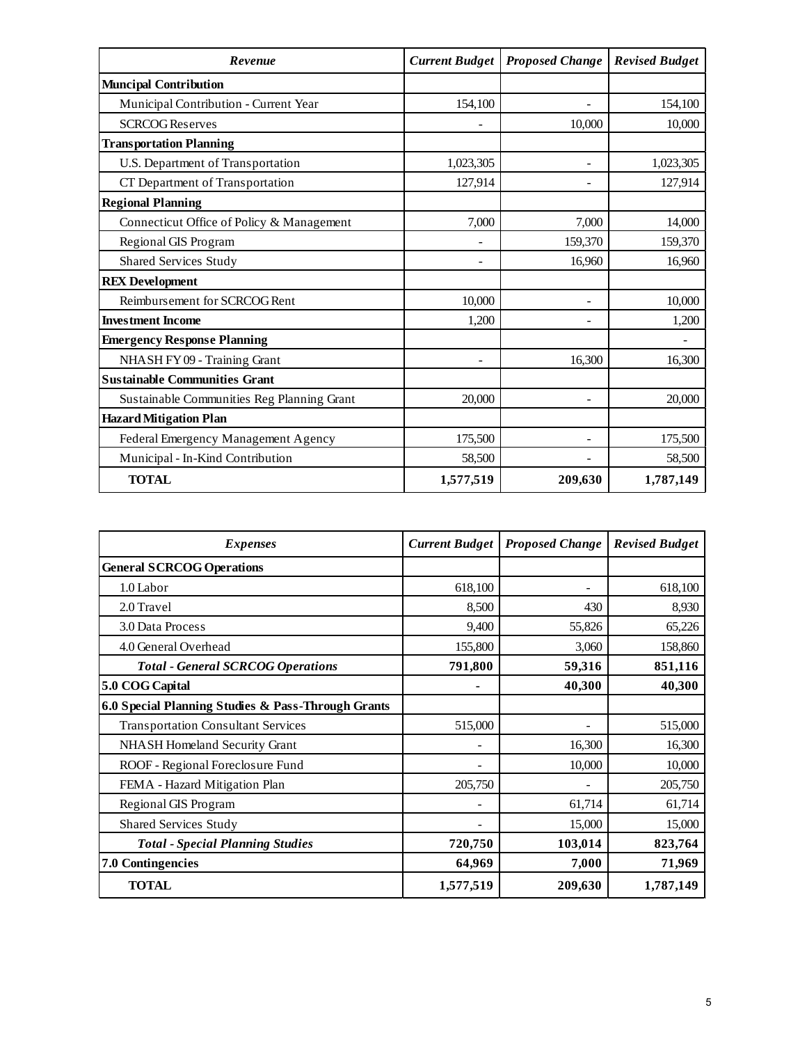| *Revenue* | *Current Budget* | *Proposed Change* | *Revised Budget* |
|---|---|---|---|
| **Muncipal Contribution** | | | |
| Municipal Contribution - Current Year | 154,100 | - | 154,100 |
| SCRCOG Reserves | - | 10,000 | 10,000 |
| **Transportation Planning** | | | |
| U.S. Department of Transportation | 1,023,305 | - | 1,023,305 |
| CT Department of Transportation | 127,914 | - | 127,914 |
| **Regional Planning** | | | |
| Connecticut Office of Policy & Management | 7,000 | 7,000 | 14,000 |
| Regional GIS Program | - | 159,370 | 159,370 |
| Shared Services Study | - | 16,960 | 16,960 |
| **REX Development** | | | |
| Reimbursement for SCRCOG Rent | 10,000 | - | 10,000 |
| **Investment Income** | 1,200 | - | 1,200 |
| **Emergency Response Planning** | | | - |
| NHASH FY 09 - Training Grant | - | 16,300 | 16,300 |
| **Sustainable Communities Grant** | | | |
| Sustainable Communities Reg Planning Grant | 20,000 | - | 20,000 |
| **Hazard Mitigation Plan** | | | |
| Federal Emergency Management Agency | 175,500 | - | 175,500 |
| Municipal - In-Kind Contribution | 58,500 | - | 58,500 |
| **TOTAL** | **1,577,519** | **209,630** | **1,787,149** |

| *Expenses* | *Current Budget* | *Proposed Change* | *Revised Budget* |
|---|---|---|---|
| **General SCRCOG Operations** | | | |
| 1.0 Labor | 618,100 | - | 618,100 |
| 2.0 Travel | 8,500 | 430 | 8,930 |
| 3.0 Data Process | 9,400 | 55,826 | 65,226 |
| 4.0 General Overhead | 155,800 | 3,060 | 158,860 |
| ***Total - General SCRCOG Operations*** | **791,800** | **59,316** | **851,116** |
| **5.0 COG Capital** | **-** | **40,300** | **40,300** |
| **6.0 Special Planning Studies & Pass-Through Grants** | | | |
| Transportation Consultant Services | 515,000 | - | 515,000 |
| NHASH Homeland Security Grant | - | 16,300 | 16,300 |
| ROOF - Regional Foreclosure Fund | - | 10,000 | 10,000 |
| FEMA - Hazard Mitigation Plan | 205,750 | - | 205,750 |
| Regional GIS Program | - | 61,714 | 61,714 |
| Shared Services Study | - | 15,000 | 15,000 |
| ***Total - Special Planning Studies*** | **720,750** | **103,014** | **823,764** |
| **7.0 Contingencies** | **64,969** | **7,000** | **71,969** |
| **TOTAL** | **1,577,519** | **209,630** | **1,787,149** |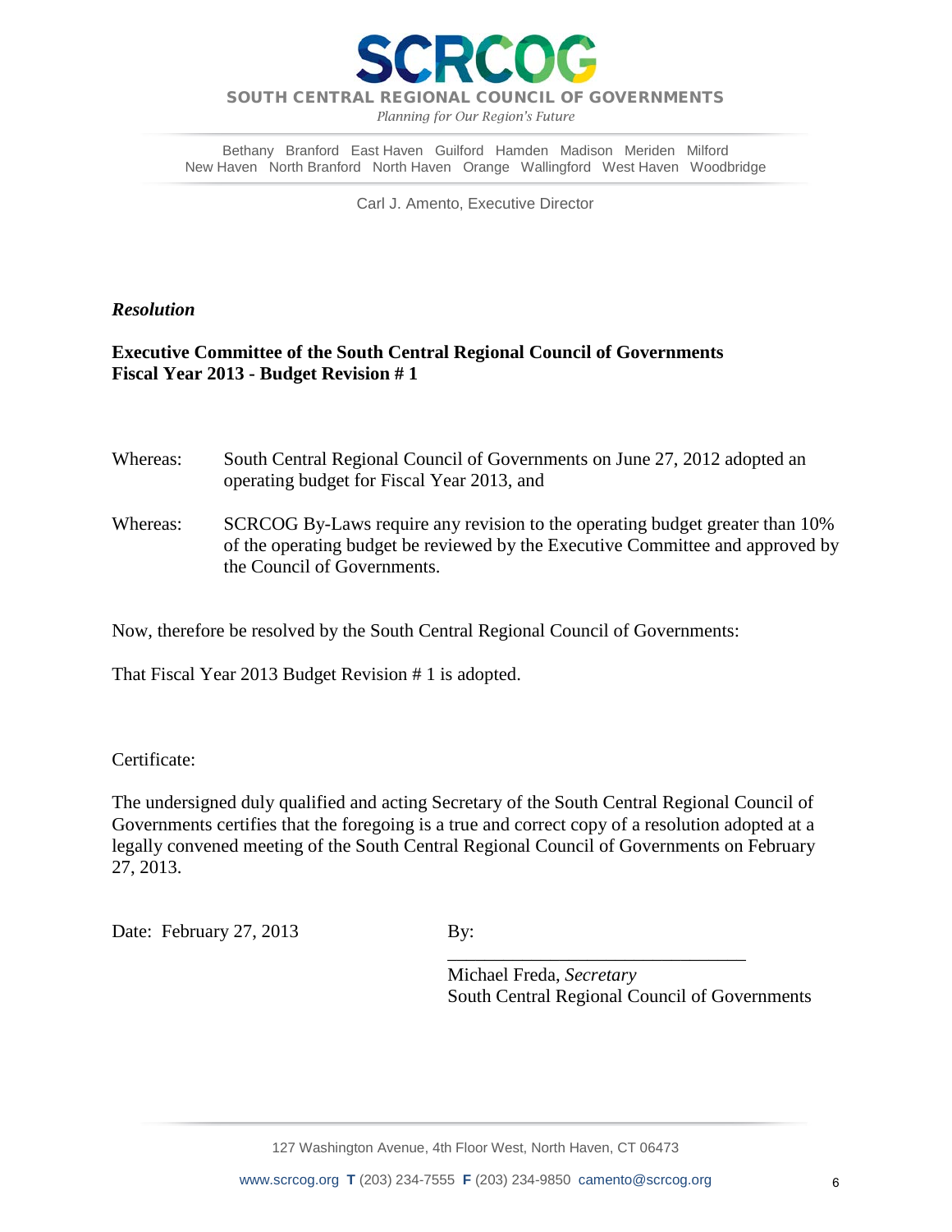# SCRCOG

**SOUTH CENTRAL REGIONAL COUNCIL OF GOVERNMENTS**

*Planning for Our Region's Future*

Bethany Branford East Haven Guilford Hamden Madison Meriden Milford
New Haven North Branford North Haven Orange Wallingford West Haven Woodbridge

Carl J. Amento, Executive Director

***Resolution***

**Executive Committee of the South Central Regional Council of Governments**
**Fiscal Year 2013 - Budget Revision # 1**

Whereas: South Central Regional Council of Governments on June 27, 2012 adopted an operating budget for Fiscal Year 2013, and

Whereas: SCRCOG By-Laws require any revision to the operating budget greater than 10% of the operating budget be reviewed by the Executive Committee and approved by the Council of Governments.

Now, therefore be resolved by the South Central Regional Council of Governments:

That Fiscal Year 2013 Budget Revision # 1 is adopted.

Certificate:

The undersigned duly qualified and acting Secretary of the South Central Regional Council of Governments certifies that the foregoing is a true and correct copy of a resolution adopted at a legally convened meeting of the South Central Regional Council of Governments on February 27, 2013.

Date: February 27, 2013

By: ______________________________

Michael Freda, *Secretary*
South Central Regional Council of Governments

127 Washington Avenue, 4th Floor West, North Haven, CT 06473

www.scrcog.org **T** (203) 234-7555 **F** (203) 234-9850 camento@scrcog.org